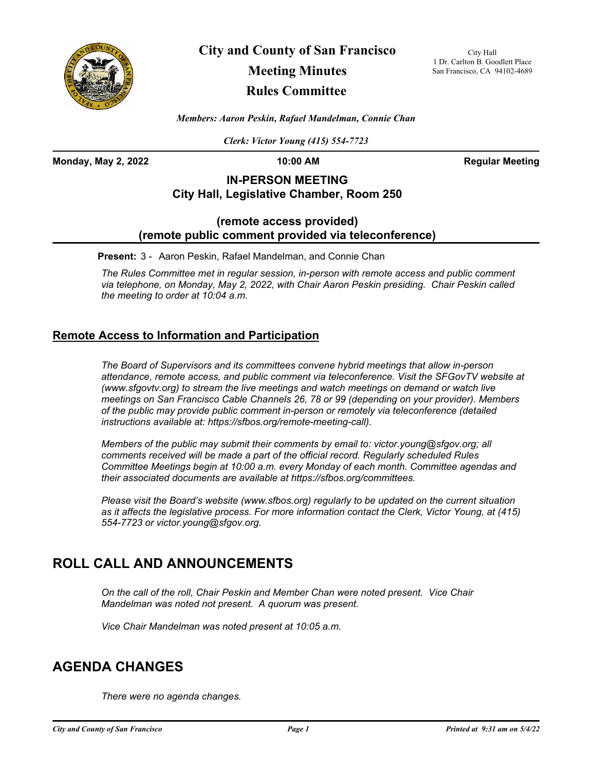# City and County of San Francisco

## Meeting Minutes

## Rules Committee

City Hall
1 Dr. Carlton B. Goodlett Place
San Francisco, CA 94102-4689

*Members: Aaron Peskin, Rafael Mandelman, Connie Chan*

*Clerk: Victor Young (415) 554-7723*

**Monday, May 2, 2022** **10:00 AM** **Regular Meeting**

**IN-PERSON MEETING**
**City Hall, Legislative Chamber, Room 250**

**(remote access provided)**
**(remote public comment provided via teleconference)**

**Present:** 3 - Aaron Peskin, Rafael Mandelman, and Connie Chan

*The Rules Committee met in regular session, in-person with remote access and public comment via telephone, on Monday, May 2, 2022, with Chair Aaron Peskin presiding. Chair Peskin called the meeting to order at 10:04 a.m.*

### Remote Access to Information and Participation

*The Board of Supervisors and its committees convene hybrid meetings that allow in-person attendance, remote access, and public comment via teleconference. Visit the SFGovTV website at (www.sfgovtv.org) to stream the live meetings and watch meetings on demand or watch live meetings on San Francisco Cable Channels 26, 78 or 99 (depending on your provider). Members of the public may provide public comment in-person or remotely via teleconference (detailed instructions available at: https://sfbos.org/remote-meeting-call).*

*Members of the public may submit their comments by email to: victor.young@sfgov.org; all comments received will be made a part of the official record. Regularly scheduled Rules Committee Meetings begin at 10:00 a.m. every Monday of each month. Committee agendas and their associated documents are available at https://sfbos.org/committees.*

*Please visit the Board's website (www.sfbos.org) regularly to be updated on the current situation as it affects the legislative process. For more information contact the Clerk, Victor Young, at (415) 554-7723 or victor.young@sfgov.org.*

## ROLL CALL AND ANNOUNCEMENTS

*On the call of the roll, Chair Peskin and Member Chan were noted present. Vice Chair Mandelman was noted not present. A quorum was present.*

*Vice Chair Mandelman was noted present at 10:05 a.m.*

## AGENDA CHANGES

*There were no agenda changes.*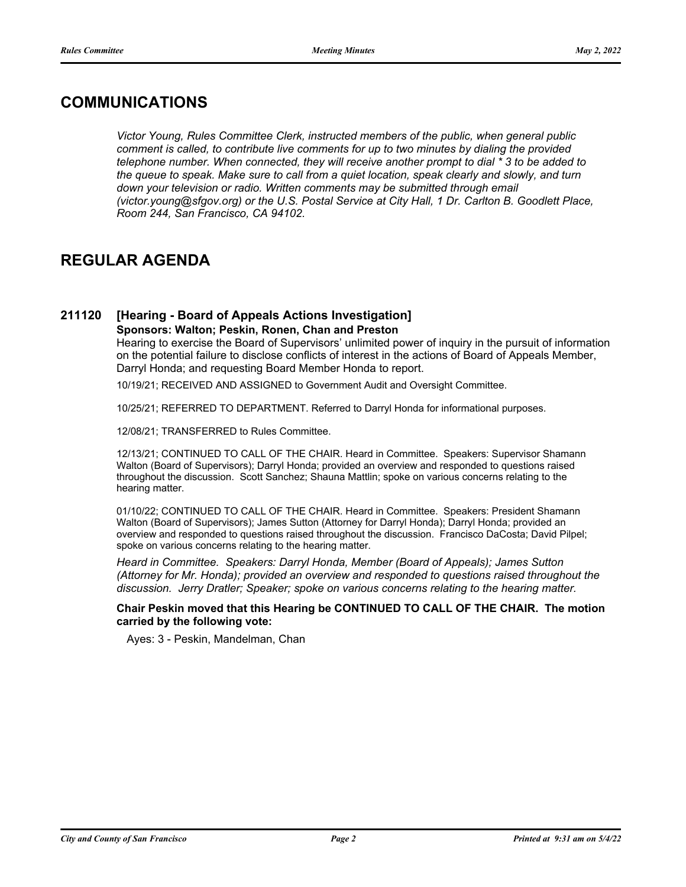## COMMUNICATIONS

*Victor Young, Rules Committee Clerk, instructed members of the public, when general public comment is called, to contribute live comments for up to two minutes by dialing the provided telephone number. When connected, they will receive another prompt to dial * 3 to be added to the queue to speak. Make sure to call from a quiet location, speak clearly and slowly, and turn down your television or radio. Written comments may be submitted through email (victor.young@sfgov.org) or the U.S. Postal Service at City Hall, 1 Dr. Carlton B. Goodlett Place, Room 244, San Francisco, CA 94102.*

## REGULAR AGENDA

### 211120 [Hearing - Board of Appeals Actions Investigation]

**Sponsors: Walton; Peskin, Ronen, Chan and Preston**

Hearing to exercise the Board of Supervisors' unlimited power of inquiry in the pursuit of information on the potential failure to disclose conflicts of interest in the actions of Board of Appeals Member, Darryl Honda; and requesting Board Member Honda to report.

10/19/21; RECEIVED AND ASSIGNED to Government Audit and Oversight Committee.

10/25/21; REFERRED TO DEPARTMENT. Referred to Darryl Honda for informational purposes.

12/08/21; TRANSFERRED to Rules Committee.

12/13/21; CONTINUED TO CALL OF THE CHAIR. Heard in Committee. Speakers: Supervisor Shamann Walton (Board of Supervisors); Darryl Honda; provided an overview and responded to questions raised throughout the discussion. Scott Sanchez; Shauna Mattlin; spoke on various concerns relating to the hearing matter.

01/10/22; CONTINUED TO CALL OF THE CHAIR. Heard in Committee. Speakers: President Shamann Walton (Board of Supervisors); James Sutton (Attorney for Darryl Honda); Darryl Honda; provided an overview and responded to questions raised throughout the discussion. Francisco DaCosta; David Pilpel; spoke on various concerns relating to the hearing matter.

*Heard in Committee. Speakers: Darryl Honda, Member (Board of Appeals); James Sutton (Attorney for Mr. Honda); provided an overview and responded to questions raised throughout the discussion. Jerry Dratler; Speaker; spoke on various concerns relating to the hearing matter.*

**Chair Peskin moved that this Hearing be CONTINUED TO CALL OF THE CHAIR. The motion carried by the following vote:**

Ayes: 3 - Peskin, Mandelman, Chan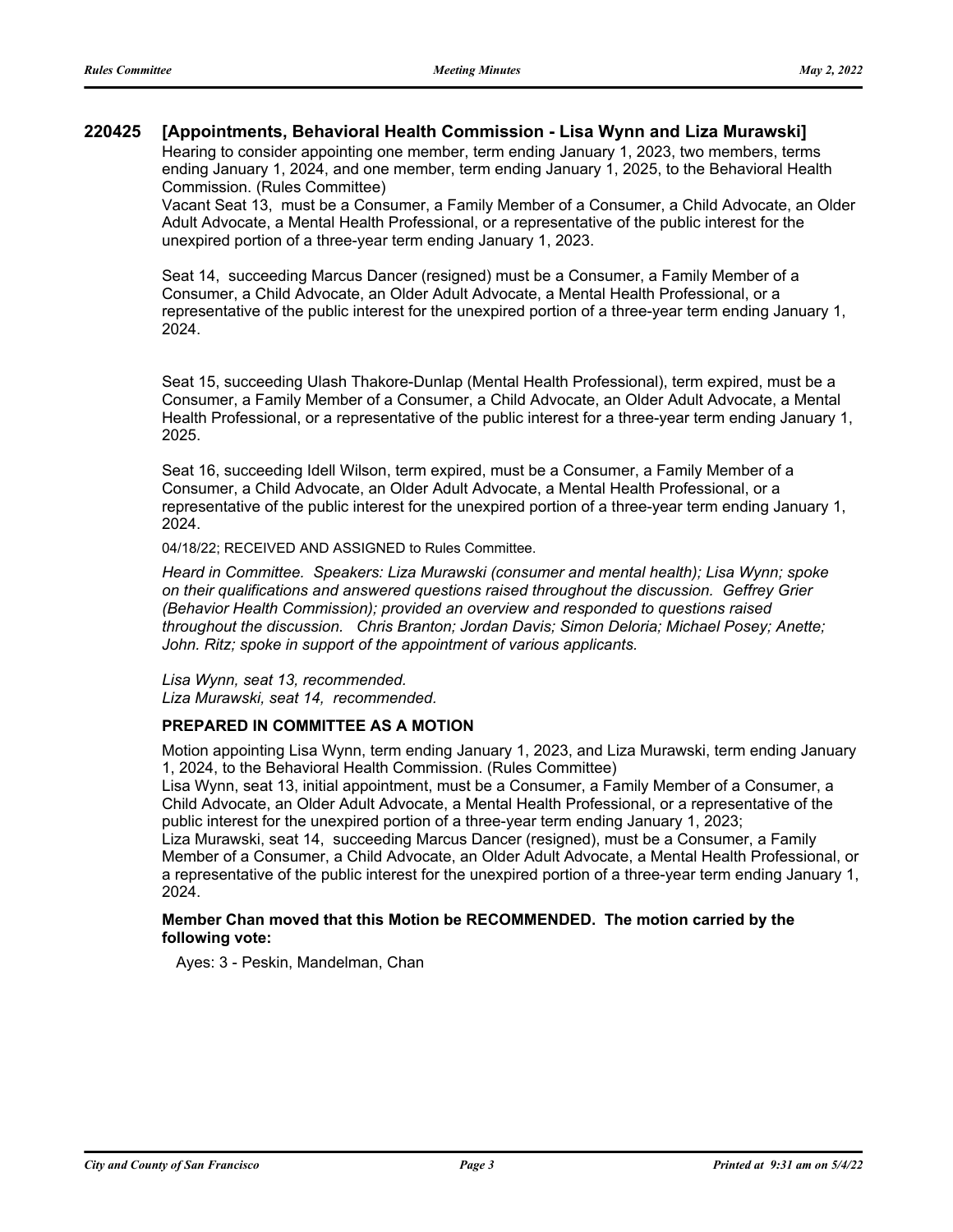**220425 [Appointments, Behavioral Health Commission - Lisa Wynn and Liza Murawski]**

Hearing to consider appointing one member, term ending January 1, 2023, two members, terms ending January 1, 2024, and one member, term ending January 1, 2025, to the Behavioral Health Commission. (Rules Committee)

Vacant Seat 13, must be a Consumer, a Family Member of a Consumer, a Child Advocate, an Older Adult Advocate, a Mental Health Professional, or a representative of the public interest for the unexpired portion of a three-year term ending January 1, 2023.

Seat 14, succeeding Marcus Dancer (resigned) must be a Consumer, a Family Member of a Consumer, a Child Advocate, an Older Adult Advocate, a Mental Health Professional, or a representative of the public interest for the unexpired portion of a three-year term ending January 1, 2024.

Seat 15, succeeding Ulash Thakore-Dunlap (Mental Health Professional), term expired, must be a Consumer, a Family Member of a Consumer, a Child Advocate, an Older Adult Advocate, a Mental Health Professional, or a representative of the public interest for a three-year term ending January 1, 2025.

Seat 16, succeeding Idell Wilson, term expired, must be a Consumer, a Family Member of a Consumer, a Child Advocate, an Older Adult Advocate, a Mental Health Professional, or a representative of the public interest for the unexpired portion of a three-year term ending January 1, 2024.

04/18/22; RECEIVED AND ASSIGNED to Rules Committee.

*Heard in Committee. Speakers: Liza Murawski (consumer and mental health); Lisa Wynn; spoke on their qualifications and answered questions raised throughout the discussion. Geffrey Grier (Behavior Health Commission); provided an overview and responded to questions raised throughout the discussion. Chris Branton; Jordan Davis; Simon Deloria; Michael Posey; Anette; John. Ritz; spoke in support of the appointment of various applicants.*

*Lisa Wynn, seat 13, recommended.*
*Liza Murawski, seat 14, recommended.*

**PREPARED IN COMMITTEE AS A MOTION**

Motion appointing Lisa Wynn, term ending January 1, 2023, and Liza Murawski, term ending January 1, 2024, to the Behavioral Health Commission. (Rules Committee)

Lisa Wynn, seat 13, initial appointment, must be a Consumer, a Family Member of a Consumer, a Child Advocate, an Older Adult Advocate, a Mental Health Professional, or a representative of the public interest for the unexpired portion of a three-year term ending January 1, 2023;

Liza Murawski, seat 14, succeeding Marcus Dancer (resigned), must be a Consumer, a Family Member of a Consumer, a Child Advocate, an Older Adult Advocate, a Mental Health Professional, or a representative of the public interest for the unexpired portion of a three-year term ending January 1, 2024.

**Member Chan moved that this Motion be RECOMMENDED. The motion carried by the following vote:**

Ayes: 3 - Peskin, Mandelman, Chan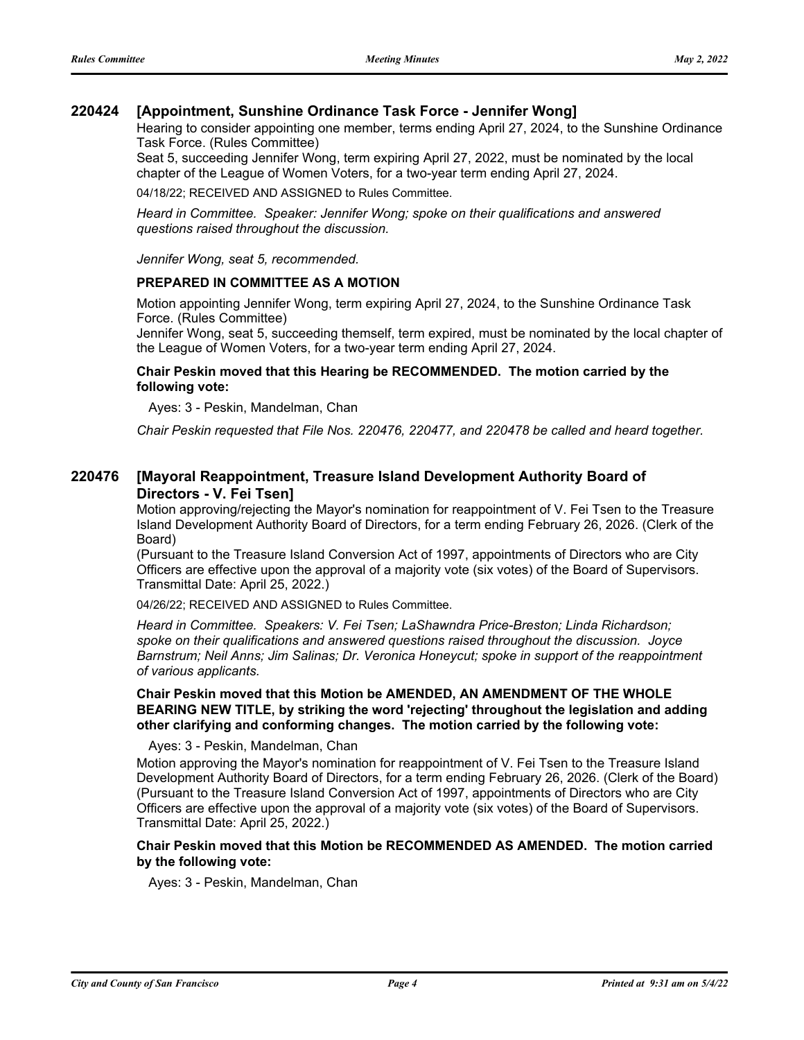### 220424 [Appointment, Sunshine Ordinance Task Force - Jennifer Wong]

Hearing to consider appointing one member, terms ending April 27, 2024, to the Sunshine Ordinance Task Force. (Rules Committee)

Seat 5, succeeding Jennifer Wong, term expiring April 27, 2022, must be nominated by the local chapter of the League of Women Voters, for a two-year term ending April 27, 2024.

04/18/22; RECEIVED AND ASSIGNED to Rules Committee.

*Heard in Committee. Speaker: Jennifer Wong; spoke on their qualifications and answered questions raised throughout the discussion.*

*Jennifer Wong, seat 5, recommended.*

**PREPARED IN COMMITTEE AS A MOTION**

Motion appointing Jennifer Wong, term expiring April 27, 2024, to the Sunshine Ordinance Task Force. (Rules Committee)

Jennifer Wong, seat 5, succeeding themself, term expired, must be nominated by the local chapter of the League of Women Voters, for a two-year term ending April 27, 2024.

**Chair Peskin moved that this Hearing be RECOMMENDED. The motion carried by the following vote:**

Ayes: 3 - Peskin, Mandelman, Chan

*Chair Peskin requested that File Nos. 220476, 220477, and 220478 be called and heard together.*

### 220476 [Mayoral Reappointment, Treasure Island Development Authority Board of Directors - V. Fei Tsen]

Motion approving/rejecting the Mayor's nomination for reappointment of V. Fei Tsen to the Treasure Island Development Authority Board of Directors, for a term ending February 26, 2026. (Clerk of the Board)

(Pursuant to the Treasure Island Conversion Act of 1997, appointments of Directors who are City Officers are effective upon the approval of a majority vote (six votes) of the Board of Supervisors. Transmittal Date: April 25, 2022.)

04/26/22; RECEIVED AND ASSIGNED to Rules Committee.

*Heard in Committee. Speakers: V. Fei Tsen; LaShawndra Price-Breston; Linda Richardson; spoke on their qualifications and answered questions raised throughout the discussion. Joyce Barnstrum; Neil Anns; Jim Salinas; Dr. Veronica Honeycut; spoke in support of the reappointment of various applicants.*

**Chair Peskin moved that this Motion be AMENDED, AN AMENDMENT OF THE WHOLE BEARING NEW TITLE, by striking the word 'rejecting' throughout the legislation and adding other clarifying and conforming changes. The motion carried by the following vote:**

Ayes: 3 - Peskin, Mandelman, Chan

Motion approving the Mayor's nomination for reappointment of V. Fei Tsen to the Treasure Island Development Authority Board of Directors, for a term ending February 26, 2026. (Clerk of the Board) (Pursuant to the Treasure Island Conversion Act of 1997, appointments of Directors who are City Officers are effective upon the approval of a majority vote (six votes) of the Board of Supervisors. Transmittal Date: April 25, 2022.)

**Chair Peskin moved that this Motion be RECOMMENDED AS AMENDED. The motion carried by the following vote:**

Ayes: 3 - Peskin, Mandelman, Chan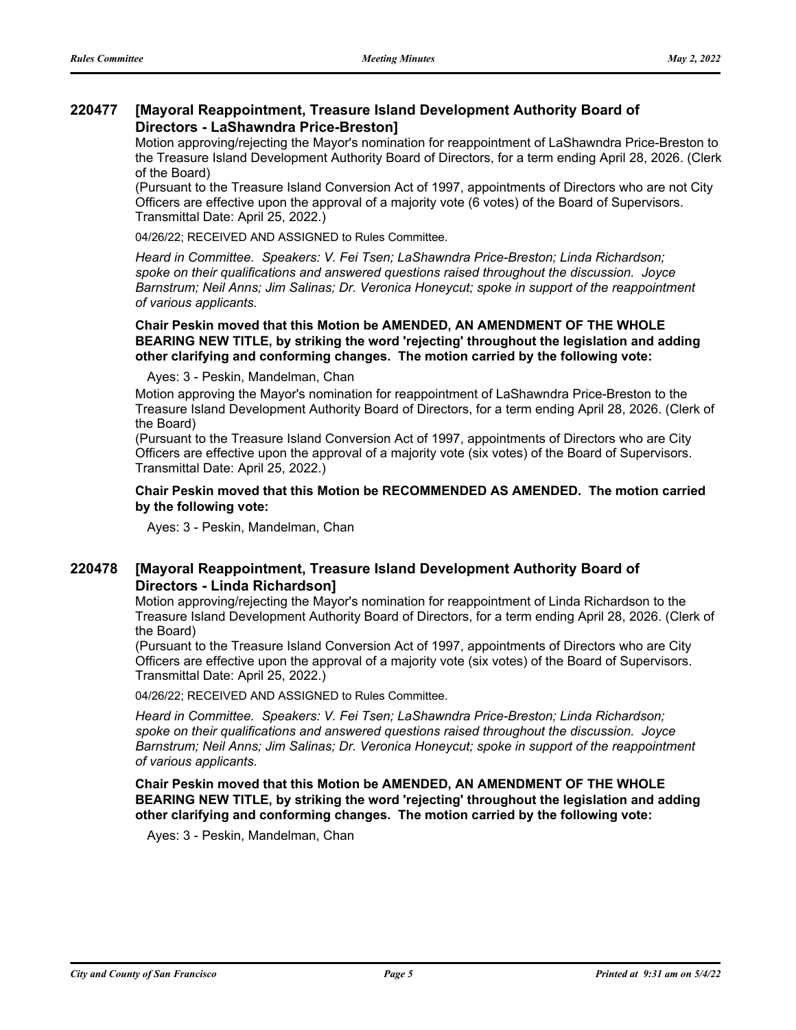## 220477 [Mayoral Reappointment, Treasure Island Development Authority Board of Directors - LaShawndra Price-Breston]

Motion approving/rejecting the Mayor's nomination for reappointment of LaShawndra Price-Breston to the Treasure Island Development Authority Board of Directors, for a term ending April 28, 2026. (Clerk of the Board)

(Pursuant to the Treasure Island Conversion Act of 1997, appointments of Directors who are not City Officers are effective upon the approval of a majority vote (6 votes) of the Board of Supervisors. Transmittal Date: April 25, 2022.)

04/26/22; RECEIVED AND ASSIGNED to Rules Committee.

*Heard in Committee. Speakers: V. Fei Tsen; LaShawndra Price-Breston; Linda Richardson; spoke on their qualifications and answered questions raised throughout the discussion. Joyce Barnstrum; Neil Anns; Jim Salinas; Dr. Veronica Honeycut; spoke in support of the reappointment of various applicants.*

**Chair Peskin moved that this Motion be AMENDED, AN AMENDMENT OF THE WHOLE BEARING NEW TITLE, by striking the word 'rejecting' throughout the legislation and adding other clarifying and conforming changes. The motion carried by the following vote:**

Ayes: 3 - Peskin, Mandelman, Chan

Motion approving the Mayor's nomination for reappointment of LaShawndra Price-Breston to the Treasure Island Development Authority Board of Directors, for a term ending April 28, 2026. (Clerk of the Board)

(Pursuant to the Treasure Island Conversion Act of 1997, appointments of Directors who are City Officers are effective upon the approval of a majority vote (six votes) of the Board of Supervisors. Transmittal Date: April 25, 2022.)

**Chair Peskin moved that this Motion be RECOMMENDED AS AMENDED. The motion carried by the following vote:**

Ayes: 3 - Peskin, Mandelman, Chan

## 220478 [Mayoral Reappointment, Treasure Island Development Authority Board of Directors - Linda Richardson]

Motion approving/rejecting the Mayor's nomination for reappointment of Linda Richardson to the Treasure Island Development Authority Board of Directors, for a term ending April 28, 2026. (Clerk of the Board)

(Pursuant to the Treasure Island Conversion Act of 1997, appointments of Directors who are City Officers are effective upon the approval of a majority vote (six votes) of the Board of Supervisors. Transmittal Date: April 25, 2022.)

04/26/22; RECEIVED AND ASSIGNED to Rules Committee.

*Heard in Committee. Speakers: V. Fei Tsen; LaShawndra Price-Breston; Linda Richardson; spoke on their qualifications and answered questions raised throughout the discussion. Joyce Barnstrum; Neil Anns; Jim Salinas; Dr. Veronica Honeycut; spoke in support of the reappointment of various applicants.*

**Chair Peskin moved that this Motion be AMENDED, AN AMENDMENT OF THE WHOLE BEARING NEW TITLE, by striking the word 'rejecting' throughout the legislation and adding other clarifying and conforming changes. The motion carried by the following vote:**

Ayes: 3 - Peskin, Mandelman, Chan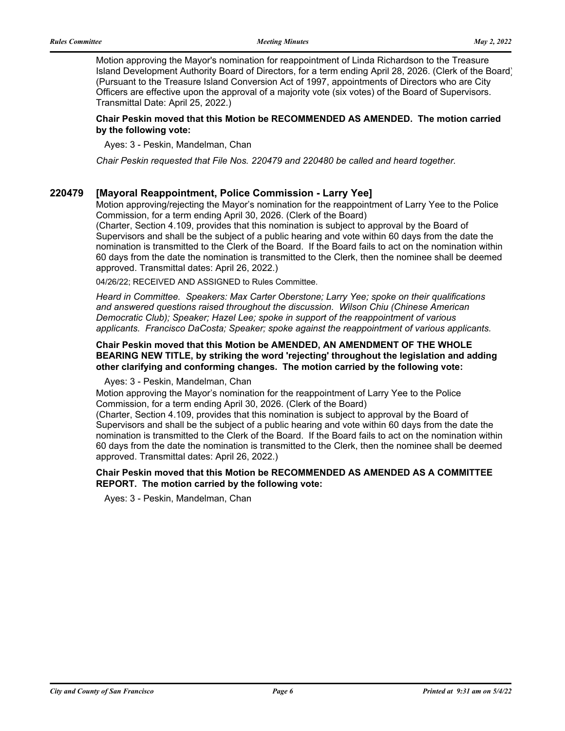Motion approving the Mayor's nomination for reappointment of Linda Richardson to the Treasure Island Development Authority Board of Directors, for a term ending April 28, 2026. (Clerk of the Board) (Pursuant to the Treasure Island Conversion Act of 1997, appointments of Directors who are City Officers are effective upon the approval of a majority vote (six votes) of the Board of Supervisors. Transmittal Date: April 25, 2022.)

**Chair Peskin moved that this Motion be RECOMMENDED AS AMENDED. The motion carried by the following vote:**

Ayes: 3 - Peskin, Mandelman, Chan

*Chair Peskin requested that File Nos. 220479 and 220480 be called and heard together.*

## 220479 [Mayoral Reappointment, Police Commission - Larry Yee]

Motion approving/rejecting the Mayor's nomination for the reappointment of Larry Yee to the Police Commission, for a term ending April 30, 2026. (Clerk of the Board)
(Charter, Section 4.109, provides that this nomination is subject to approval by the Board of Supervisors and shall be the subject of a public hearing and vote within 60 days from the date the nomination is transmitted to the Clerk of the Board. If the Board fails to act on the nomination within 60 days from the date the nomination is transmitted to the Clerk, then the nominee shall be deemed approved. Transmittal dates: April 26, 2022.)

04/26/22; RECEIVED AND ASSIGNED to Rules Committee.

*Heard in Committee. Speakers: Max Carter Oberstone; Larry Yee; spoke on their qualifications and answered questions raised throughout the discussion. Wilson Chiu (Chinese American Democratic Club); Speaker; Hazel Lee; spoke in support of the reappointment of various applicants. Francisco DaCosta; Speaker; spoke against the reappointment of various applicants.*

**Chair Peskin moved that this Motion be AMENDED, AN AMENDMENT OF THE WHOLE BEARING NEW TITLE, by striking the word 'rejecting' throughout the legislation and adding other clarifying and conforming changes. The motion carried by the following vote:**

Ayes: 3 - Peskin, Mandelman, Chan

Motion approving the Mayor's nomination for the reappointment of Larry Yee to the Police Commission, for a term ending April 30, 2026. (Clerk of the Board)
(Charter, Section 4.109, provides that this nomination is subject to approval by the Board of Supervisors and shall be the subject of a public hearing and vote within 60 days from the date the nomination is transmitted to the Clerk of the Board. If the Board fails to act on the nomination within 60 days from the date the nomination is transmitted to the Clerk, then the nominee shall be deemed approved. Transmittal dates: April 26, 2022.)

**Chair Peskin moved that this Motion be RECOMMENDED AS AMENDED AS A COMMITTEE REPORT. The motion carried by the following vote:**

Ayes: 3 - Peskin, Mandelman, Chan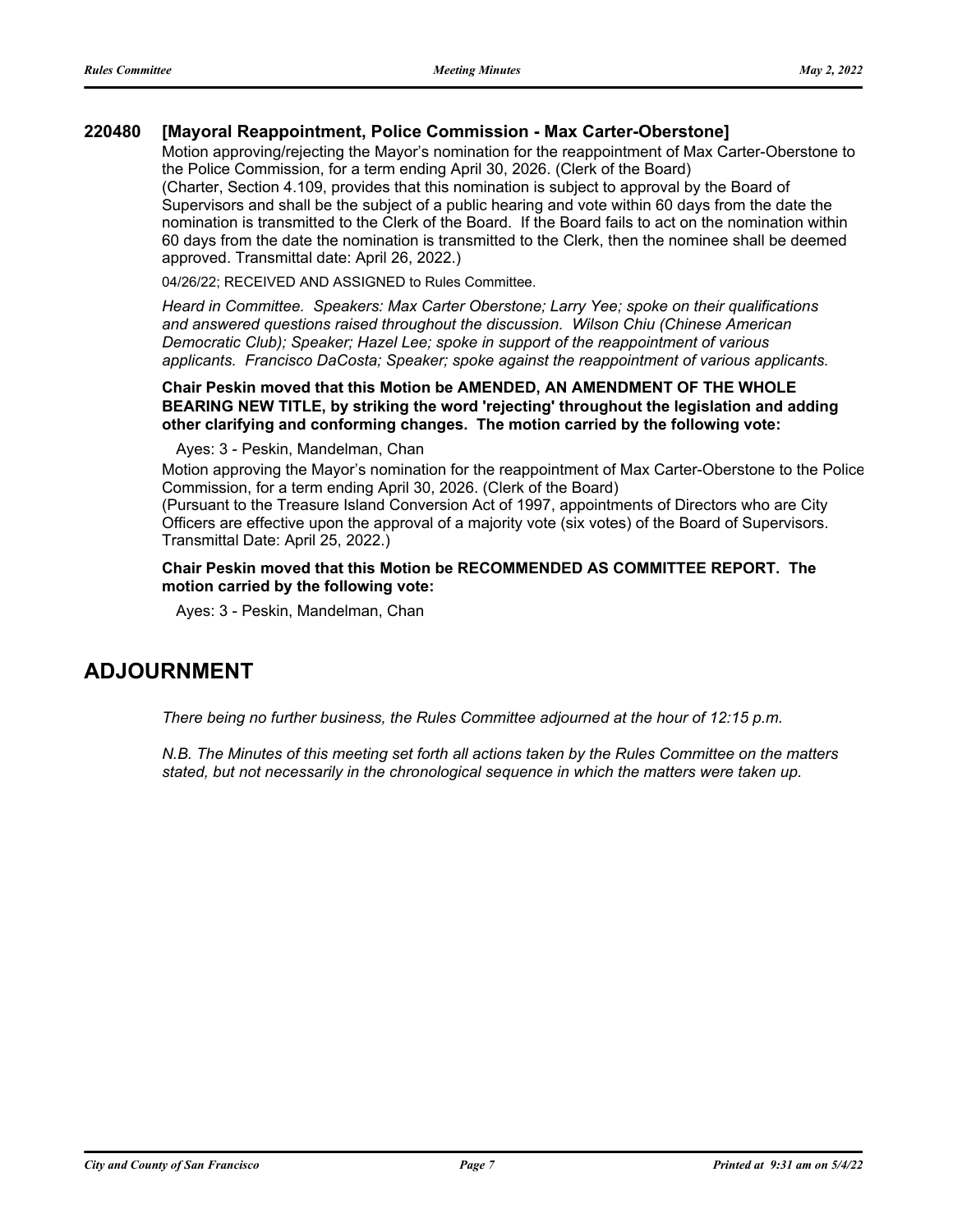**220480 [Mayoral Reappointment, Police Commission - Max Carter-Oberstone]**

Motion approving/rejecting the Mayor's nomination for the reappointment of Max Carter-Oberstone to the Police Commission, for a term ending April 30, 2026. (Clerk of the Board)
(Charter, Section 4.109, provides that this nomination is subject to approval by the Board of Supervisors and shall be the subject of a public hearing and vote within 60 days from the date the nomination is transmitted to the Clerk of the Board. If the Board fails to act on the nomination within 60 days from the date the nomination is transmitted to the Clerk, then the nominee shall be deemed approved. Transmittal date: April 26, 2022.)

04/26/22; RECEIVED AND ASSIGNED to Rules Committee.

*Heard in Committee. Speakers: Max Carter Oberstone; Larry Yee; spoke on their qualifications and answered questions raised throughout the discussion. Wilson Chiu (Chinese American Democratic Club); Speaker; Hazel Lee; spoke in support of the reappointment of various applicants. Francisco DaCosta; Speaker; spoke against the reappointment of various applicants.*

**Chair Peskin moved that this Motion be AMENDED, AN AMENDMENT OF THE WHOLE BEARING NEW TITLE, by striking the word 'rejecting' throughout the legislation and adding other clarifying and conforming changes. The motion carried by the following vote:**

Ayes: 3 - Peskin, Mandelman, Chan

Motion approving the Mayor's nomination for the reappointment of Max Carter-Oberstone to the Police Commission, for a term ending April 30, 2026. (Clerk of the Board)
(Pursuant to the Treasure Island Conversion Act of 1997, appointments of Directors who are City Officers are effective upon the approval of a majority vote (six votes) of the Board of Supervisors. Transmittal Date: April 25, 2022.)

**Chair Peskin moved that this Motion be RECOMMENDED AS COMMITTEE REPORT. The motion carried by the following vote:**

Ayes: 3 - Peskin, Mandelman, Chan

# ADJOURNMENT

*There being no further business, the Rules Committee adjourned at the hour of 12:15 p.m.*

*N.B. The Minutes of this meeting set forth all actions taken by the Rules Committee on the matters stated, but not necessarily in the chronological sequence in which the matters were taken up.*